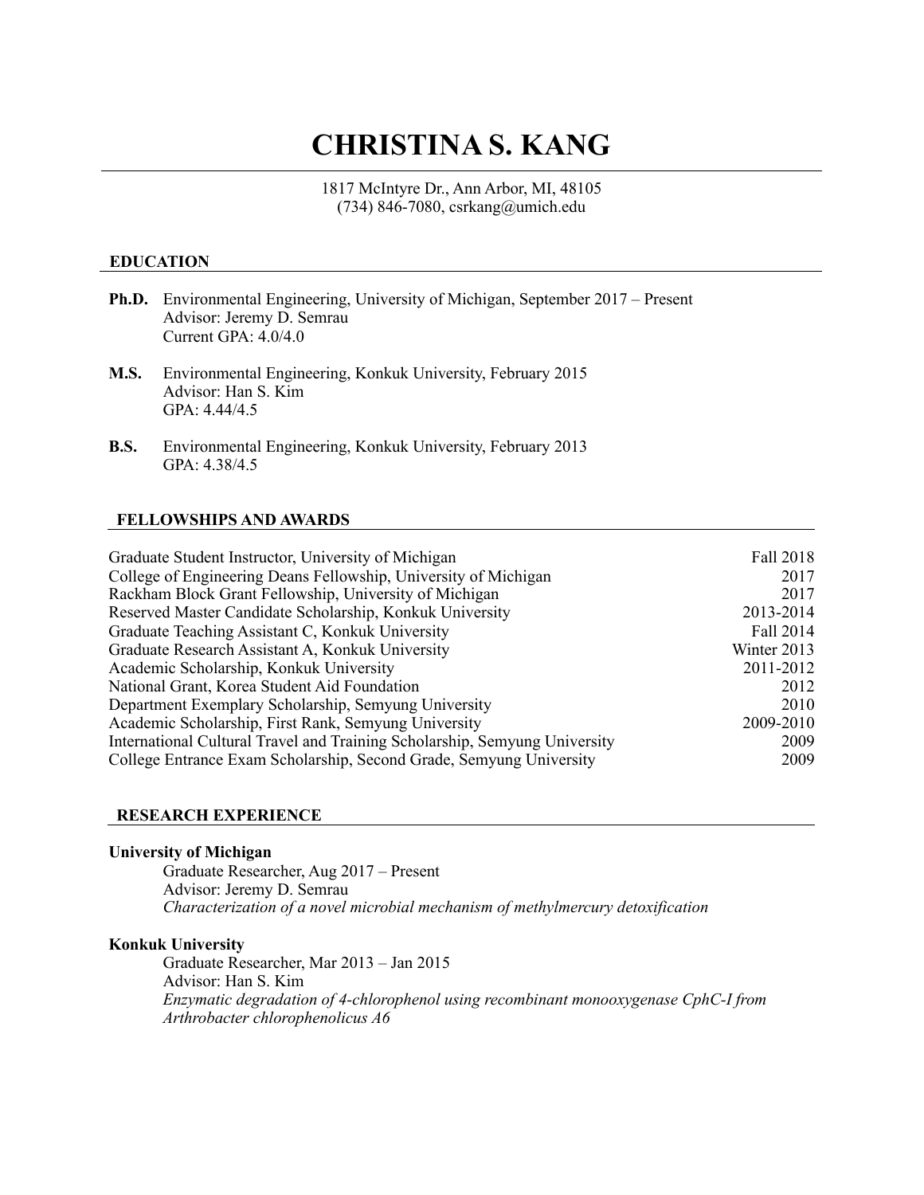# CHRISTINA S. KANG

1817 McIntyre Dr., Ann Arbor, MI, 48105
(734) 846-7080, csrkang@umich.edu

## EDUCATION

**Ph.D.** Environmental Engineering, University of Michigan, September 2017 – Present
Advisor: Jeremy D. Semrau
Current GPA: 4.0/4.0

**M.S.** Environmental Engineering, Konkuk University, February 2015
Advisor: Han S. Kim
GPA: 4.44/4.5

**B.S.** Environmental Engineering, Konkuk University, February 2013
GPA: 4.38/4.5

## FELLOWSHIPS AND AWARDS

| | |
|---|---|
| Graduate Student Instructor, University of Michigan | Fall 2018 |
| College of Engineering Deans Fellowship, University of Michigan | 2017 |
| Rackham Block Grant Fellowship, University of Michigan | 2017 |
| Reserved Master Candidate Scholarship, Konkuk University | 2013-2014 |
| Graduate Teaching Assistant C, Konkuk University | Fall 2014 |
| Graduate Research Assistant A, Konkuk University | Winter 2013 |
| Academic Scholarship, Konkuk University | 2011-2012 |
| National Grant, Korea Student Aid Foundation | 2012 |
| Department Exemplary Scholarship, Semyung University | 2010 |
| Academic Scholarship, First Rank, Semyung University | 2009-2010 |
| International Cultural Travel and Training Scholarship, Semyung University | 2009 |
| College Entrance Exam Scholarship, Second Grade, Semyung University | 2009 |

## RESEARCH EXPERIENCE

**University of Michigan**

Graduate Researcher, Aug 2017 – Present
Advisor: Jeremy D. Semrau
*Characterization of a novel microbial mechanism of methylmercury detoxification*

**Konkuk University**

Graduate Researcher, Mar 2013 – Jan 2015
Advisor: Han S. Kim
*Enzymatic degradation of 4-chlorophenol using recombinant monooxygenase CphC-I from Arthrobacter chlorophenolicus A6*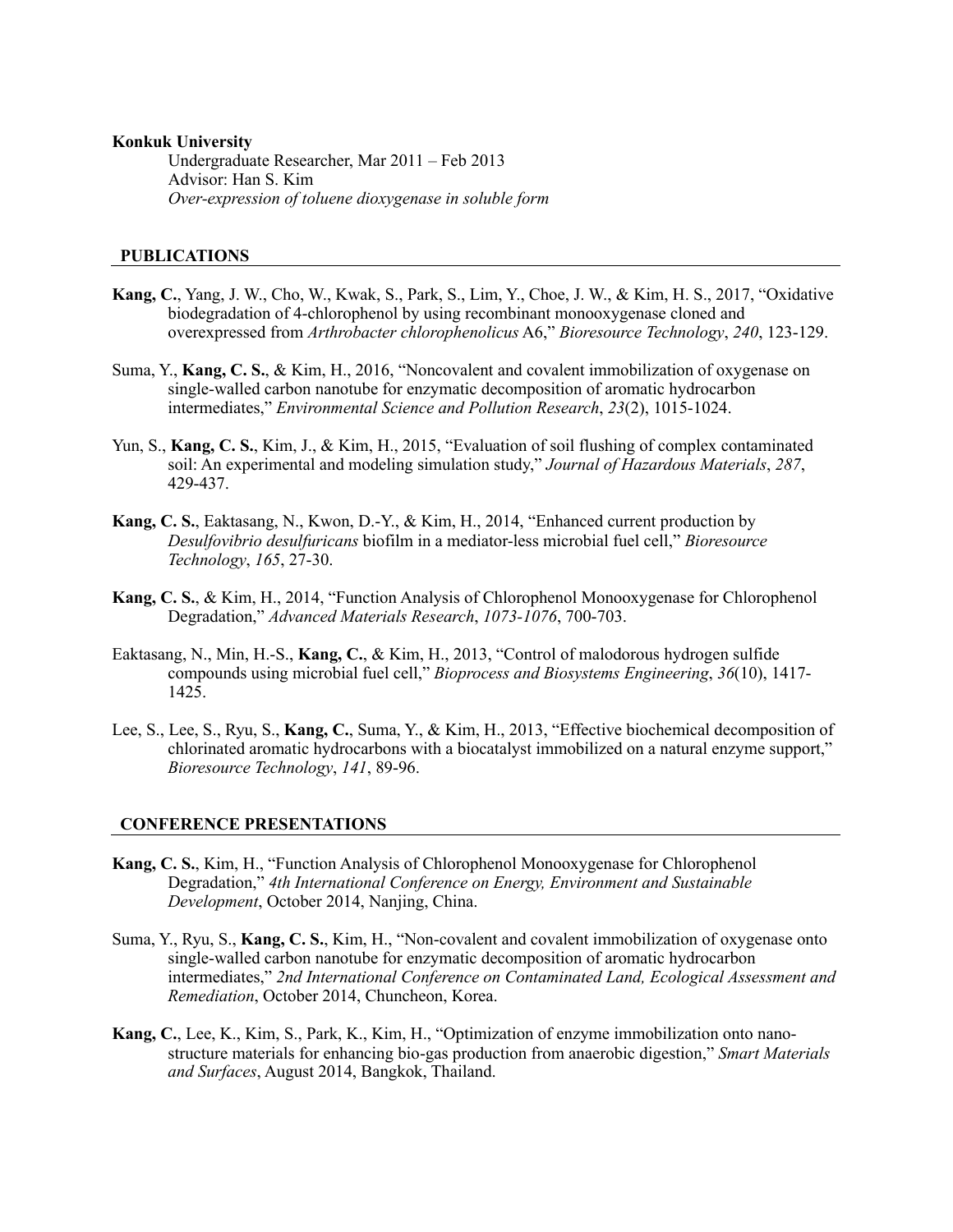**Konkuk University**

Undergraduate Researcher, Mar 2011 – Feb 2013
Advisor: Han S. Kim
*Over-expression of toluene dioxygenase in soluble form*

## PUBLICATIONS

**Kang, C.**, Yang, J. W., Cho, W., Kwak, S., Park, S., Lim, Y., Choe, J. W., & Kim, H. S., 2017, "Oxidative biodegradation of 4-chlorophenol by using recombinant monooxygenase cloned and overexpressed from *Arthrobacter chlorophenolicus* A6," *Bioresource Technology*, *240*, 123-129.

Suma, Y., **Kang, C. S.**, & Kim, H., 2016, "Noncovalent and covalent immobilization of oxygenase on single-walled carbon nanotube for enzymatic decomposition of aromatic hydrocarbon intermediates," *Environmental Science and Pollution Research*, *23*(2), 1015-1024.

Yun, S., **Kang, C. S.**, Kim, J., & Kim, H., 2015, "Evaluation of soil flushing of complex contaminated soil: An experimental and modeling simulation study," *Journal of Hazardous Materials*, *287*, 429-437.

**Kang, C. S.**, Eaktasang, N., Kwon, D.-Y., & Kim, H., 2014, "Enhanced current production by *Desulfovibrio desulfuricans* biofilm in a mediator-less microbial fuel cell," *Bioresource Technology*, *165*, 27-30.

**Kang, C. S.**, & Kim, H., 2014, "Function Analysis of Chlorophenol Monooxygenase for Chlorophenol Degradation," *Advanced Materials Research*, *1073-1076*, 700-703.

Eaktasang, N., Min, H.-S., **Kang, C.**, & Kim, H., 2013, "Control of malodorous hydrogen sulfide compounds using microbial fuel cell," *Bioprocess and Biosystems Engineering*, *36*(10), 1417-1425.

Lee, S., Lee, S., Ryu, S., **Kang, C.**, Suma, Y., & Kim, H., 2013, "Effective biochemical decomposition of chlorinated aromatic hydrocarbons with a biocatalyst immobilized on a natural enzyme support," *Bioresource Technology*, *141*, 89-96.

## CONFERENCE PRESENTATIONS

**Kang, C. S.**, Kim, H., "Function Analysis of Chlorophenol Monooxygenase for Chlorophenol Degradation," *4th International Conference on Energy, Environment and Sustainable Development*, October 2014, Nanjing, China.

Suma, Y., Ryu, S., **Kang, C. S.**, Kim, H., "Non-covalent and covalent immobilization of oxygenase onto single-walled carbon nanotube for enzymatic decomposition of aromatic hydrocarbon intermediates," *2nd International Conference on Contaminated Land, Ecological Assessment and Remediation*, October 2014, Chuncheon, Korea.

**Kang, C.**, Lee, K., Kim, S., Park, K., Kim, H., "Optimization of enzyme immobilization onto nano-structure materials for enhancing bio-gas production from anaerobic digestion," *Smart Materials and Surfaces*, August 2014, Bangkok, Thailand.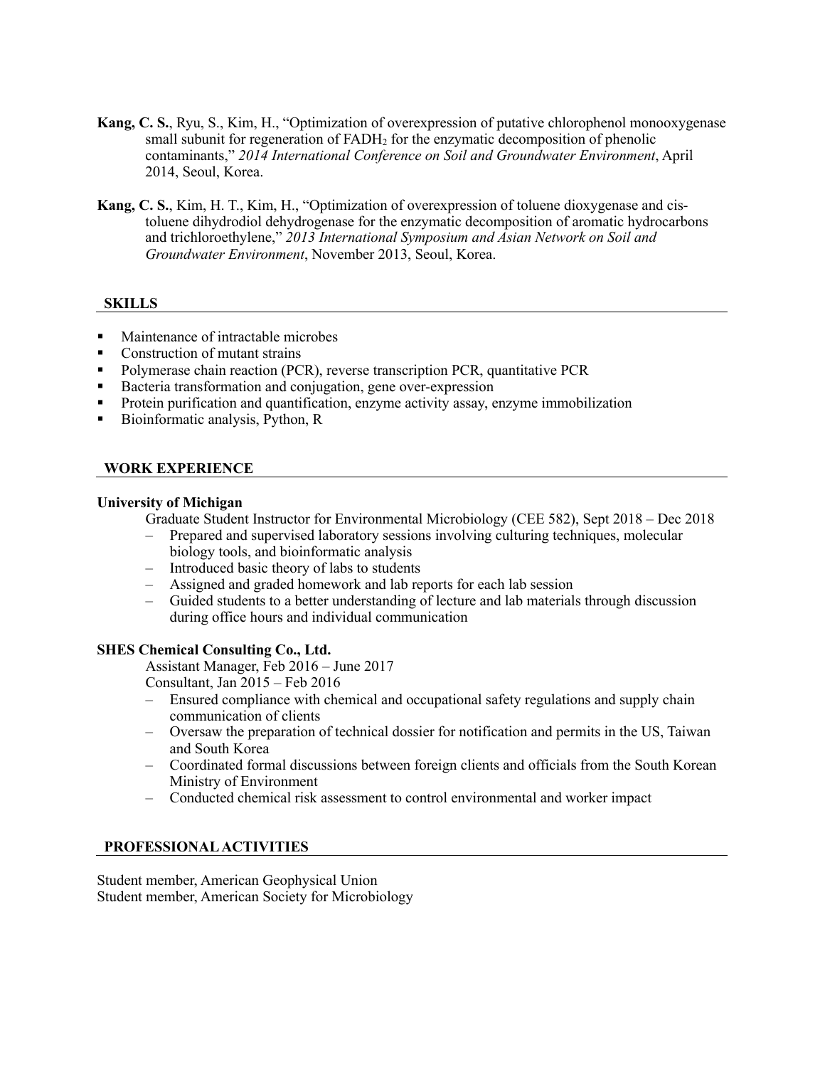**Kang, C. S.**, Ryu, S., Kim, H., "Optimization of overexpression of putative chlorophenol monooxygenase small subunit for regeneration of $FADH_2$ for the enzymatic decomposition of phenolic contaminants," *2014 International Conference on Soil and Groundwater Environment*, April 2014, Seoul, Korea.

**Kang, C. S.**, Kim, H. T., Kim, H., "Optimization of overexpression of toluene dioxygenase and cis-toluene dihydrodiol dehydrogenase for the enzymatic decomposition of aromatic hydrocarbons and trichloroethylene," *2013 International Symposium and Asian Network on Soil and Groundwater Environment*, November 2013, Seoul, Korea.

## SKILLS

- Maintenance of intractable microbes
- Construction of mutant strains
- Polymerase chain reaction (PCR), reverse transcription PCR, quantitative PCR
- Bacteria transformation and conjugation, gene over-expression
- Protein purification and quantification, enzyme activity assay, enzyme immobilization
- Bioinformatic analysis, Python, R

## WORK EXPERIENCE

**University of Michigan**

Graduate Student Instructor for Environmental Microbiology (CEE 582), Sept 2018 – Dec 2018

- Prepared and supervised laboratory sessions involving culturing techniques, molecular biology tools, and bioinformatic analysis
- Introduced basic theory of labs to students
- Assigned and graded homework and lab reports for each lab session
- Guided students to a better understanding of lecture and lab materials through discussion during office hours and individual communication

**SHES Chemical Consulting Co., Ltd.**

Assistant Manager, Feb 2016 – June 2017

Consultant, Jan 2015 – Feb 2016

- Ensured compliance with chemical and occupational safety regulations and supply chain communication of clients
- Oversaw the preparation of technical dossier for notification and permits in the US, Taiwan and South Korea
- Coordinated formal discussions between foreign clients and officials from the South Korean Ministry of Environment
- Conducted chemical risk assessment to control environmental and worker impact

## PROFESSIONAL ACTIVITIES

Student member, American Geophysical Union

Student member, American Society for Microbiology